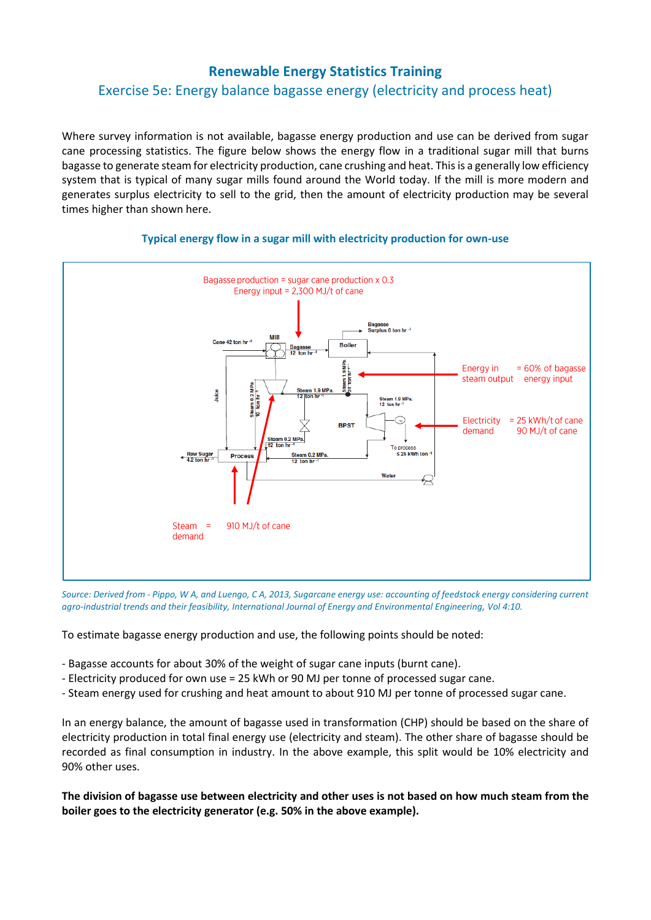# Renewable Energy Statistics Training

## Exercise 5e: Energy balance bagasse energy (electricity and process heat)

Where survey information is not available, bagasse energy production and use can be derived from sugar cane processing statistics. The figure below shows the energy flow in a traditional sugar mill that burns bagasse to generate steam for electricity production, cane crushing and heat. This is a generally low efficiency system that is typical of many sugar mills found around the World today. If the mill is more modern and generates surplus electricity to sell to the grid, then the amount of electricity production may be several times higher than shown here.

### Typical energy flow in a sugar mill with electricity production for own-use

Bagasse production = sugar cane production x 0.3
Energy input = 2,300 MJ/t of cane

Energy in steam output = 60% of bagasse energy input

Electricity demand = 25 kWh/t of cane, 90 MJ/t of cane

Steam demand = 910 MJ/t of cane

*Source: Derived from - Pippo, W A, and Luengo, C A, 2013, Sugarcane energy use: accounting of feedstock energy considering current agro-industrial trends and their feasibility, International Journal of Energy and Environmental Engineering, Vol 4:10.*

To estimate bagasse energy production and use, the following points should be noted:

- Bagasse accounts for about 30% of the weight of sugar cane inputs (burnt cane).
- Electricity produced for own use = 25 kWh or 90 MJ per tonne of processed sugar cane.
- Steam energy used for crushing and heat amount to about 910 MJ per tonne of processed sugar cane.

In an energy balance, the amount of bagasse used in transformation (CHP) should be based on the share of electricity production in total final energy use (electricity and steam). The other share of bagasse should be recorded as final consumption in industry. In the above example, this split would be 10% electricity and 90% other uses.

**The division of bagasse use between electricity and other uses is not based on how much steam from the boiler goes to the electricity generator (e.g. 50% in the above example).**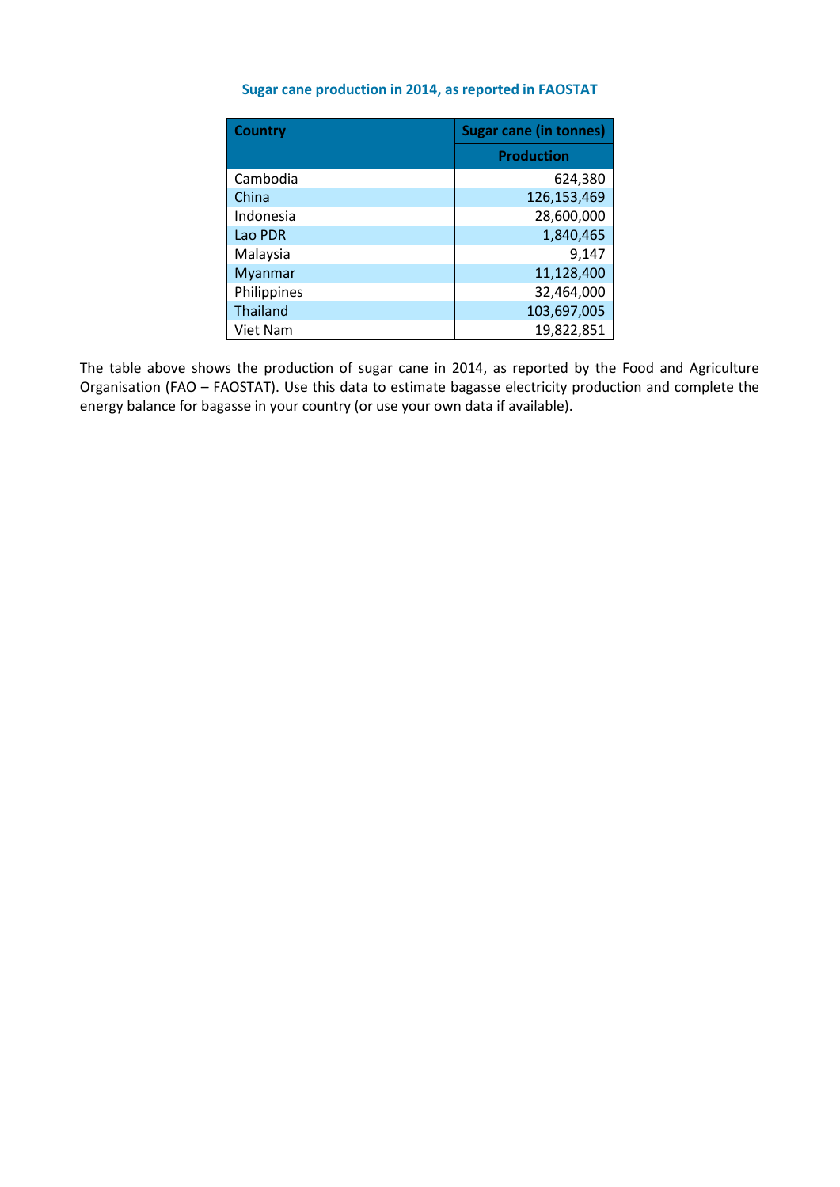**Sugar cane production in 2014, as reported in FAOSTAT**

| Country | Sugar cane (in tonnes) |
|---|---|
| | Production |
| Cambodia | 624,380 |
| China | 126,153,469 |
| Indonesia | 28,600,000 |
| Lao PDR | 1,840,465 |
| Malaysia | 9,147 |
| Myanmar | 11,128,400 |
| Philippines | 32,464,000 |
| Thailand | 103,697,005 |
| Viet Nam | 19,822,851 |

The table above shows the production of sugar cane in 2014, as reported by the Food and Agriculture Organisation (FAO – FAOSTAT). Use this data to estimate bagasse electricity production and complete the energy balance for bagasse in your country (or use your own data if available).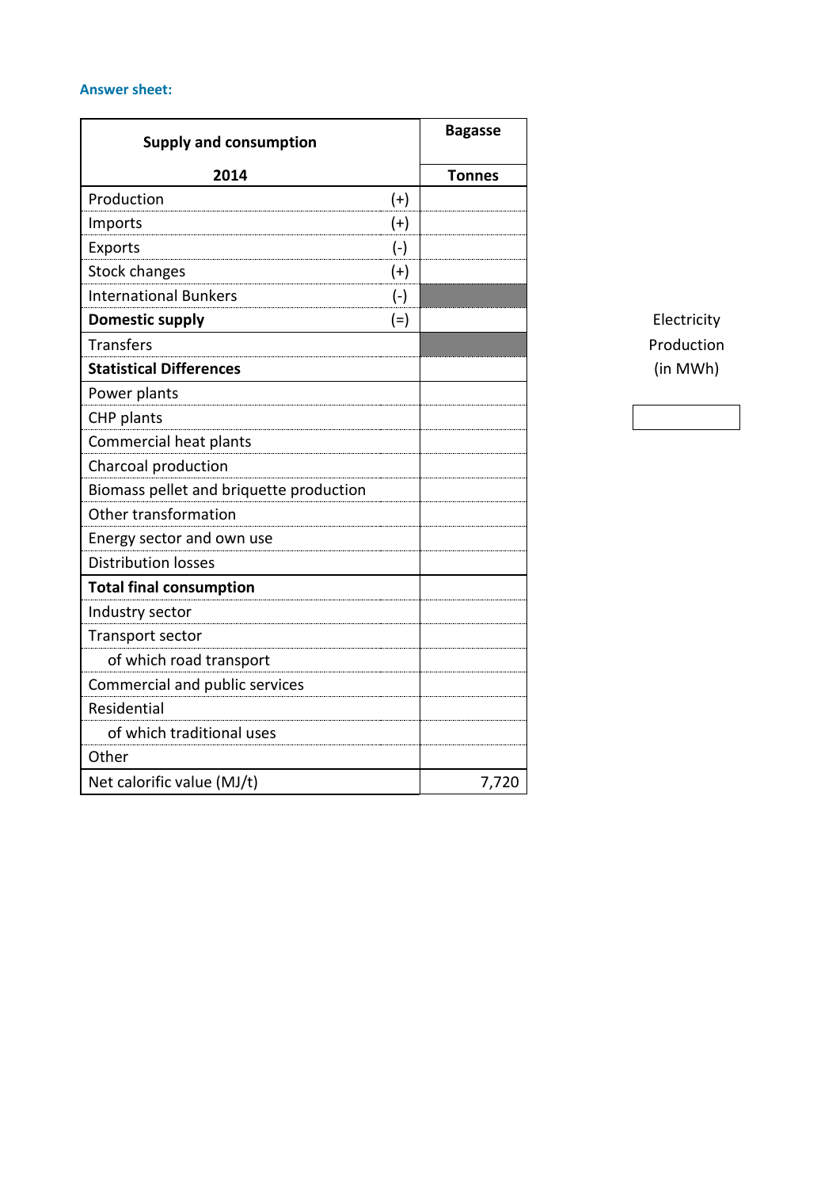**Answer sheet:**

| Supply and consumption 2014 | | Bagasse Tonnes |
|---|---|---|
| Production | (+) | |
| Imports | (+) | |
| Exports | (-) | |
| Stock changes | (+) | |
| International Bunkers | (-) | |
| **Domestic supply** | (=) | |
| Transfers | | |
| **Statistical Differences** | | |
| Power plants | | |
| CHP plants | | |
| Commercial heat plants | | |
| Charcoal production | | |
| Biomass pellet and briquette production | | |
| Other transformation | | |
| Energy sector and own use | | |
| Distribution losses | | |
| **Total final consumption** | | |
| Industry sector | | |
| Transport sector | | |
| of which road transport | | |
| Commercial and public services | | |
| Residential | | |
| of which traditional uses | | |
| Other | | |
| Net calorific value (MJ/t) | | 7,720 |

| Electricity Production (in MWh) |
|---|
| |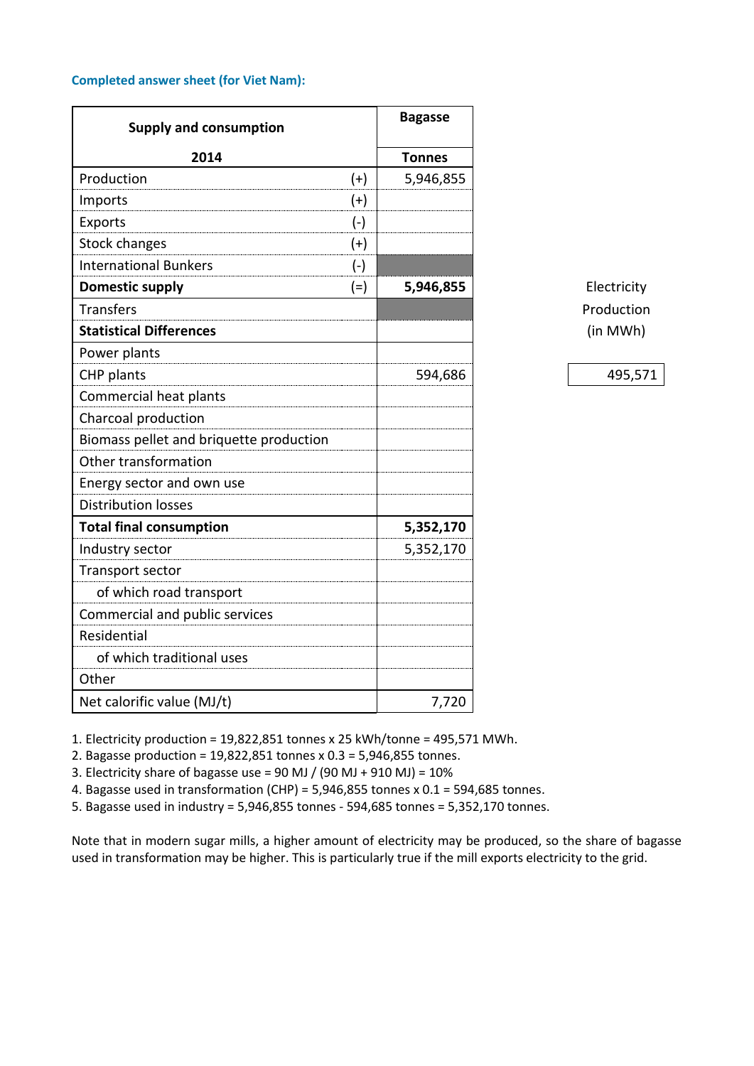**Completed answer sheet (for Viet Nam):**

| Supply and consumption<br>2014 | | Bagasse<br>Tonnes |
|---|---|---|
| Production | (+) | 5,946,855 |
| Imports | (+) | |
| Exports | (-) | |
| Stock changes | (+) | |
| International Bunkers | (-) | |
| **Domestic supply** | (=) | **5,946,855** |
| Transfers | | |
| **Statistical Differences** | | |
| Power plants | | |
| CHP plants | | 594,686 |
| Commercial heat plants | | |
| Charcoal production | | |
| Biomass pellet and briquette production | | |
| Other transformation | | |
| Energy sector and own use | | |
| Distribution losses | | |
| **Total final consumption** | | **5,352,170** |
| Industry sector | | 5,352,170 |
| Transport sector | | |
| of which road transport | | |
| Commercial and public services | | |
| Residential | | |
| of which traditional uses | | |
| Other | | |
| Net calorific value (MJ/t) | | 7,720 |

| Electricity Production (in MWh) |
|---|
| 495,571 |

1. Electricity production = 19,822,851 tonnes x 25 kWh/tonne = 495,571 MWh.
2. Bagasse production = 19,822,851 tonnes x 0.3 = 5,946,855 tonnes.
3. Electricity share of bagasse use = 90 MJ / (90 MJ + 910 MJ) = 10%
4. Bagasse used in transformation (CHP) = 5,946,855 tonnes x 0.1 = 594,685 tonnes.
5. Bagasse used in industry = 5,946,855 tonnes - 594,685 tonnes = 5,352,170 tonnes.

Note that in modern sugar mills, a higher amount of electricity may be produced, so the share of bagasse used in transformation may be higher. This is particularly true if the mill exports electricity to the grid.